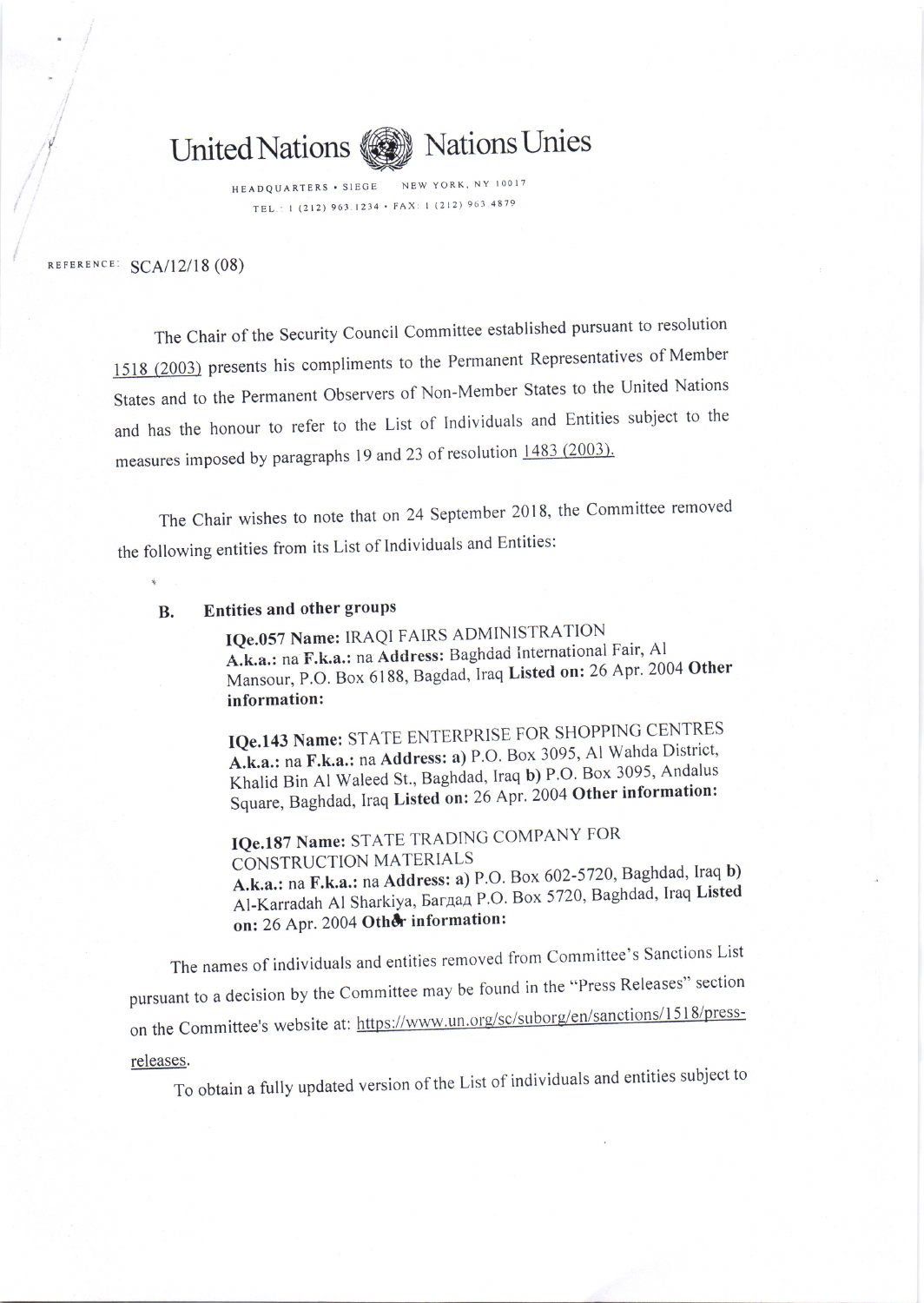# United Nations Nations Unies

HEADQUARTERS • SIEGE NEW YORK, NY 10017
TEL.: 1 (212) 963.1234 • FAX: 1 (212) 963.4879

REFERENCE: SCA/12/18 (08)

The Chair of the Security Council Committee established pursuant to resolution 1518 (2003) presents his compliments to the Permanent Representatives of Member States and to the Permanent Observers of Non-Member States to the United Nations and has the honour to refer to the List of Individuals and Entities subject to the measures imposed by paragraphs 19 and 23 of resolution 1483 (2003).

The Chair wishes to note that on 24 September 2018, the Committee removed the following entities from its List of Individuals and Entities:

**B. Entities and other groups**

**IQe.057 Name:** IRAQI FAIRS ADMINISTRATION
**A.k.a.:** na **F.k.a.:** na **Address:** Baghdad International Fair, Al Mansour, P.O. Box 6188, Bagdad, Iraq **Listed on:** 26 Apr. 2004 **Other information:**

**IQe.143 Name:** STATE ENTERPRISE FOR SHOPPING CENTRES
**A.k.a.:** na **F.k.a.:** na **Address: a)** P.O. Box 3095, Al Wahda District, Khalid Bin Al Waleed St., Baghdad, Iraq **b)** P.O. Box 3095, Andalus Square, Baghdad, Iraq **Listed on:** 26 Apr. 2004 **Other information:**

**IQe.187 Name:** STATE TRADING COMPANY FOR CONSTRUCTION MATERIALS
**A.k.a.:** na **F.k.a.:** na **Address: a)** P.O. Box 602-5720, Baghdad, Iraq **b)** Al-Karradah Al Sharkiya, Багдад P.O. Box 5720, Baghdad, Iraq **Listed on:** 26 Apr. 2004 **Other information:**

The names of individuals and entities removed from Committee's Sanctions List pursuant to a decision by the Committee may be found in the "Press Releases" section on the Committee's website at: https://www.un.org/sc/suborg/en/sanctions/1518/press-releases.

To obtain a fully updated version of the List of individuals and entities subject to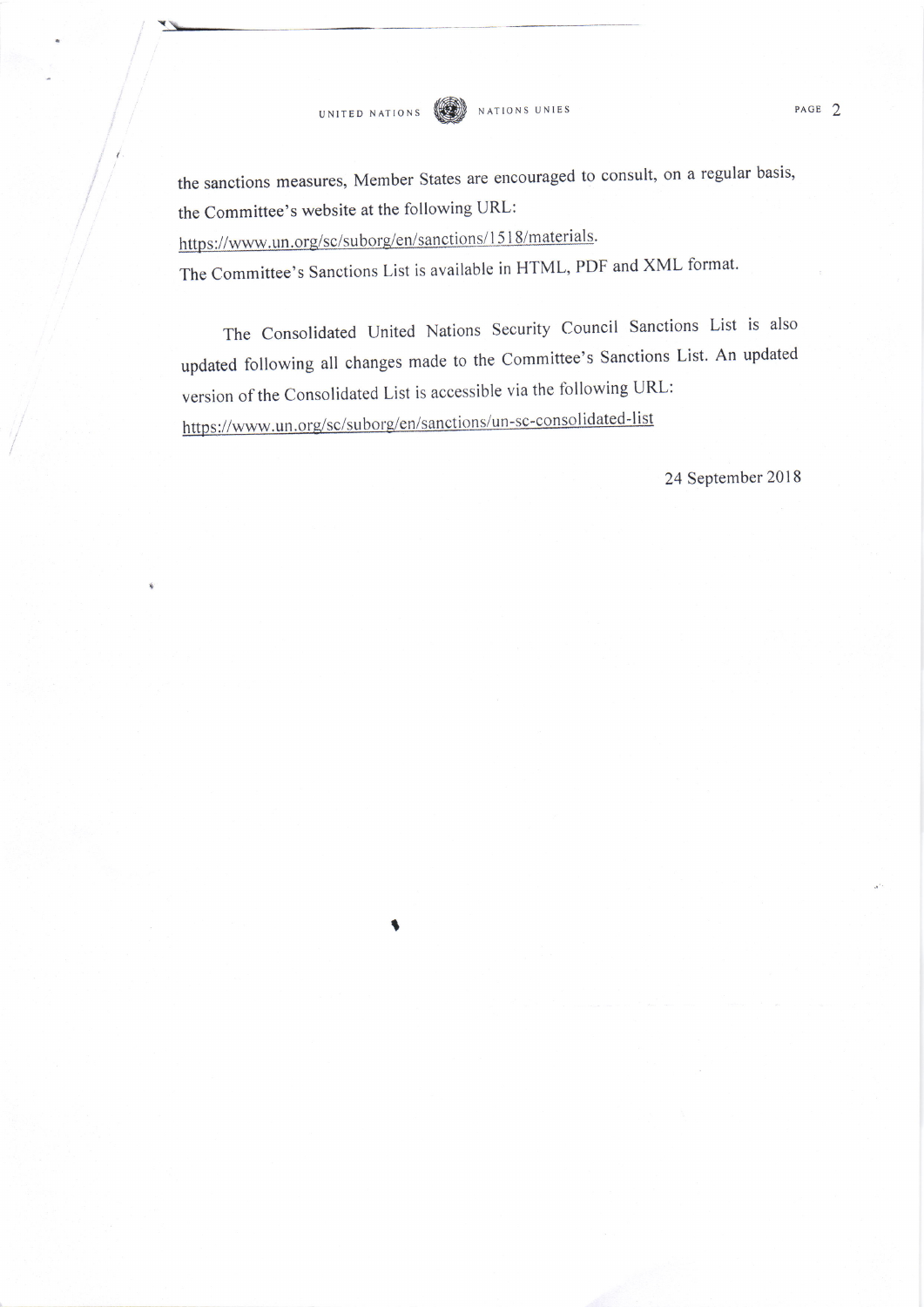the sanctions measures, Member States are encouraged to consult, on a regular basis, the Committee's website at the following URL:

https://www.un.org/sc/suborg/en/sanctions/1518/materials.

The Committee's Sanctions List is available in HTML, PDF and XML format.

The Consolidated United Nations Security Council Sanctions List is also updated following all changes made to the Committee's Sanctions List. An updated version of the Consolidated List is accessible via the following URL:

https://www.un.org/sc/suborg/en/sanctions/un-sc-consolidated-list

24 September 2018